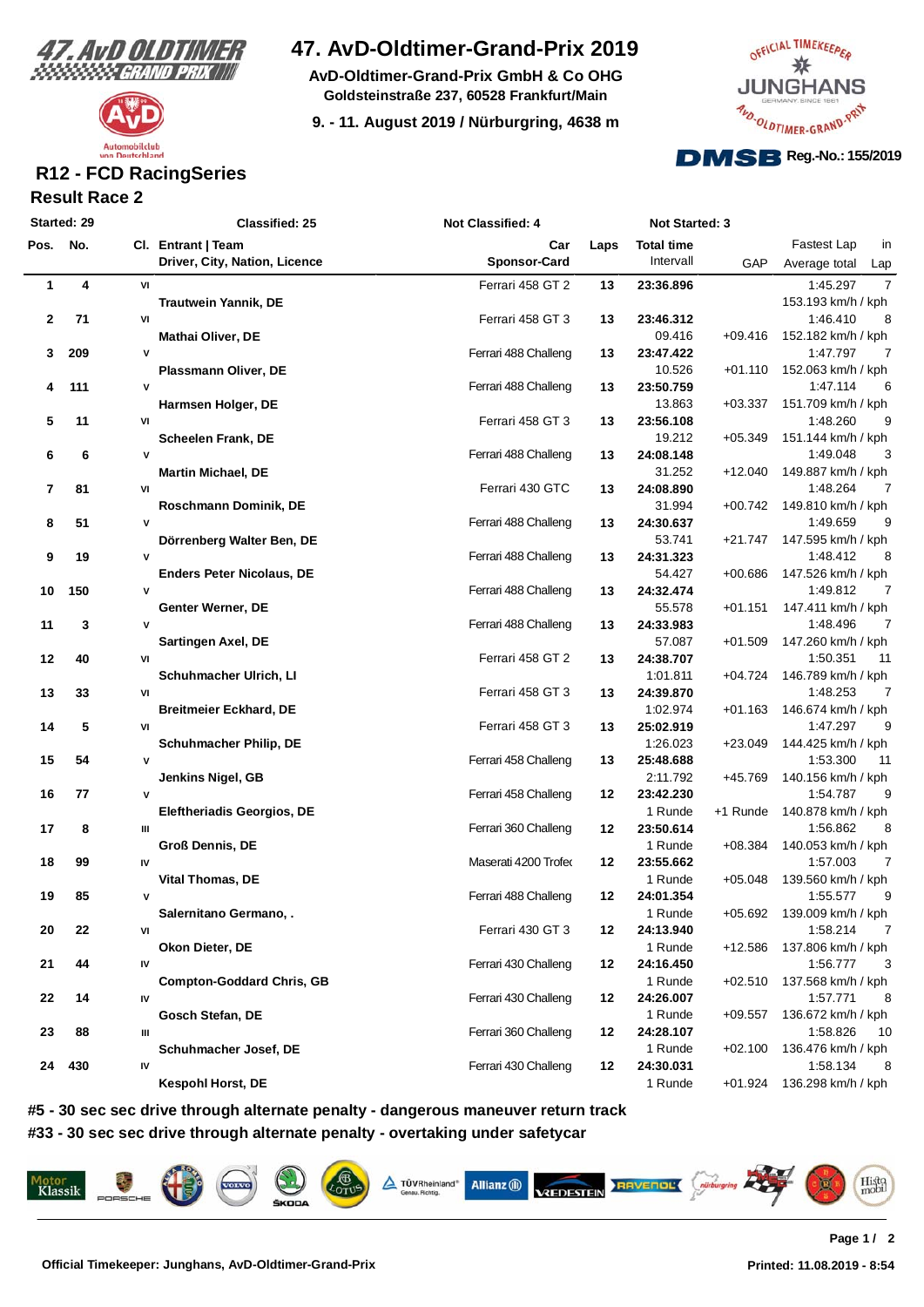# 47. AvD-Oldtimer-Grand-Prix 2019

**AvD-Oldtimer-Grand-Prix GmbH & Co OHG**
**Goldsteinstraße 237, 60528 Frankfurt/Main**

**9. - 11. August 2019 / Nürburgring, 4638 m**

**Reg.-No.: 155/2019**

## R12 - FCD RacingSeries

### Result Race 2

**Started: 29** | **Classified: 25** | **Not Classified: 4** | **Not Started: 3**

| Pos. | No. | Cl. | Entrant \| Team / Driver, City, Nation, Licence | Car / Sponsor-Card | Laps | Total time / Intervall | GAP | Fastest Lap / Average total | in Lap |
|---|---|---|---|---|---|---|---|---|---|
| 1 | 4 | VI | Trautwein Yannik, DE | Ferrari 458 GT 2 | 13 | 23:36.896 | | 1:45.297 / 153.193 km/h / kph | 7 |
| 2 | 71 | VI | Mathai Oliver, DE | Ferrari 458 GT 3 | 13 | 23:46.312 / 09.416 | +09.416 | 1:46.410 / 152.182 km/h / kph | 8 |
| 3 | 209 | V | Plassmann Oliver, DE | Ferrari 488 Challeng | 13 | 23:47.422 / 10.526 | +01.110 | 1:47.797 / 152.063 km/h / kph | 7 |
| 4 | 111 | V | Harmsen Holger, DE | Ferrari 488 Challeng | 13 | 23:50.759 / 13.863 | +03.337 | 1:47.114 / 151.709 km/h / kph | 6 |
| 5 | 11 | VI | Scheelen Frank, DE | Ferrari 458 GT 3 | 13 | 23:56.108 / 19.212 | +05.349 | 1:48.260 / 151.144 km/h / kph | 9 |
| 6 | 6 | V | Martin Michael, DE | Ferrari 488 Challeng | 13 | 24:08.148 / 31.252 | +12.040 | 1:49.048 / 149.887 km/h / kph | 3 |
| 7 | 81 | VI | Roschmann Dominik, DE | Ferrari 430 GTC | 13 | 24:08.890 / 31.994 | +00.742 | 1:48.264 / 149.810 km/h / kph | 7 |
| 8 | 51 | V | Dörrenberg Walter Ben, DE | Ferrari 488 Challeng | 13 | 24:30.637 / 53.741 | +21.747 | 1:49.659 / 147.595 km/h / kph | 9 |
| 9 | 19 | V | Enders Peter Nicolaus, DE | Ferrari 488 Challeng | 13 | 24:31.323 / 54.427 | +00.686 | 1:48.412 / 147.526 km/h / kph | 8 |
| 10 | 150 | V | Genter Werner, DE | Ferrari 488 Challeng | 13 | 24:32.474 / 55.578 | +01.151 | 1:49.812 / 147.411 km/h / kph | 7 |
| 11 | 3 | V | Sartingen Axel, DE | Ferrari 488 Challeng | 13 | 24:33.983 / 57.087 | +01.509 | 1:48.496 / 147.260 km/h / kph | 7 |
| 12 | 40 | VI | Schuhmacher Ulrich, LI | Ferrari 458 GT 2 | 13 | 24:38.707 / 1:01.811 | +04.724 | 1:50.351 / 146.789 km/h / kph | 11 |
| 13 | 33 | VI | Breitmeier Eckhard, DE | Ferrari 458 GT 3 | 13 | 24:39.870 / 1:02.974 | +01.163 | 1:48.253 / 146.674 km/h / kph | 7 |
| 14 | 5 | VI | Schuhmacher Philip, DE | Ferrari 458 GT 3 | 13 | 25:02.919 / 1:26.023 | +23.049 | 1:47.297 / 144.425 km/h / kph | 9 |
| 15 | 54 | V | Jenkins Nigel, GB | Ferrari 458 Challeng | 13 | 25:48.688 / 2:11.792 | +45.769 | 1:53.300 / 140.156 km/h / kph | 11 |
| 16 | 77 | V | Eleftheriadis Georgios, DE | Ferrari 458 Challeng | 12 | 23:42.230 / 1 Runde | +1 Runde | 1:54.787 / 140.878 km/h / kph | 9 |
| 17 | 8 | III | Groß Dennis, DE | Ferrari 360 Challeng | 12 | 23:50.614 / 1 Runde | +08.384 | 1:56.862 / 140.053 km/h / kph | 8 |
| 18 | 99 | IV | Vital Thomas, DE | Maserati 4200 Trofeo | 12 | 23:55.662 / 1 Runde | +05.048 | 1:57.003 / 139.560 km/h / kph | 7 |
| 19 | 85 | V | Salernitano Germano, . | Ferrari 488 Challeng | 12 | 24:01.354 / 1 Runde | +05.692 | 1:55.577 / 139.009 km/h / kph | 9 |
| 20 | 22 | VI | Okon Dieter, DE | Ferrari 430 GT 3 | 12 | 24:13.940 / 1 Runde | +12.586 | 1:58.214 / 137.806 km/h / kph | 7 |
| 21 | 44 | IV | Compton-Goddard Chris, GB | Ferrari 430 Challeng | 12 | 24:16.450 / 1 Runde | +02.510 | 1:56.777 / 137.568 km/h / kph | 3 |
| 22 | 14 | IV | Gosch Stefan, DE | Ferrari 430 Challeng | 12 | 24:26.007 / 1 Runde | +09.557 | 1:57.771 / 136.672 km/h / kph | 8 |
| 23 | 88 | III | Schuhmacher Josef, DE | Ferrari 360 Challeng | 12 | 24:28.107 / 1 Runde | +02.100 | 1:58.826 / 136.476 km/h / kph | 10 |
| 24 | 430 | IV | Kespohl Horst, DE | Ferrari 430 Challeng | 12 | 24:30.031 / 1 Runde | +01.924 | 1:58.134 / 136.298 km/h / kph | 8 |

**#5 - 30 sec sec drive through alternate penalty - dangerous maneuver return track**

**#33 - 30 sec sec drive through alternate penalty - overtaking under safetycar**

**Official Timekeeper: Junghans, AvD-Oldtimer-Grand-Prix**

**Printed: 11.08.2019 - 8:54**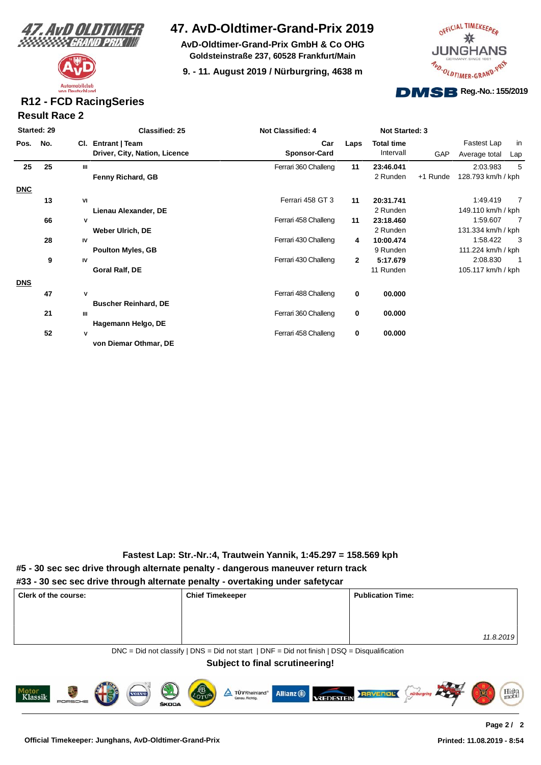# 47. AvD-Oldtimer-Grand-Prix 2019

**AvD-Oldtimer-Grand-Prix GmbH & Co OHG**
**Goldsteinstraße 237, 60528 Frankfurt/Main**

**9. - 11. August 2019 / Nürburgring, 4638 m**

Reg.-No.: 155/2019

## R12 - FCD RacingSeries

## Result Race 2

| Started: 29 | | | Classified: 25 | Not Classified: 4 | | Not Started: 3 | | |
|---|---|---|---|---|---|---|---|---|
| Pos. | No. | Cl. | Entrant \| Team / Driver, City, Nation, Licence | Car / Sponsor-Card | Laps | Total time / Intervall | GAP | Fastest Lap / Average total | in Lap |
| 25 | 25 | III | Fenny Richard, GB | Ferrari 360 Challeng | 11 | 23:46.041 / 2 Runden | +1 Runde | 2:03.983 / 128.793 km/h / kph | 5 |
| **DNC** | | | | | | | | | |
| | 13 | VI | Lienau Alexander, DE | Ferrari 458 GT 3 | 11 | 20:31.741 / 2 Runden | | 1:49.419 / 149.110 km/h / kph | 7 |
| | 66 | V | Weber Ulrich, DE | Ferrari 458 Challeng | 11 | 23:18.460 / 2 Runden | | 1:59.607 / 131.334 km/h / kph | 7 |
| | 28 | IV | Poulton Myles, GB | Ferrari 430 Challeng | 4 | 10:00.474 / 9 Runden | | 1:58.422 / 111.224 km/h / kph | 3 |
| | 9 | IV | Goral Ralf, DE | Ferrari 430 Challeng | 2 | 5:17.679 / 11 Runden | | 2:08.830 / 105.117 km/h / kph | 1 |
| **DNS** | | | | | | | | | |
| | 47 | V | Buscher Reinhard, DE | Ferrari 488 Challeng | 0 | 00.000 | | | |
| | 21 | III | Hagemann Helgo, DE | Ferrari 360 Challeng | 0 | 00.000 | | | |
| | 52 | V | von Diemar Othmar, DE | Ferrari 458 Challeng | 0 | 00.000 | | | |

**Fastest Lap: Str.-Nr.:4, Trautwein Yannik, 1:45.297 = 158.569 kph**

**#5 - 30 sec sec drive through alternate penalty - dangerous maneuver return track**

**#33 - 30 sec sec drive through alternate penalty - overtaking under safetycar**

| Clerk of the course: | Chief Timekeeper | Publication Time: |
|---|---|---|
| | | *11.8.2019* |

DNC = Did not classify | DNS = Did not start | DNF = Did not finish | DSQ = Disqualification

**Subject to final scrutineering!**

**Official Timekeeper: Junghans, AvD-Oldtimer-Grand-Prix**

**Printed: 11.08.2019 - 8:54**